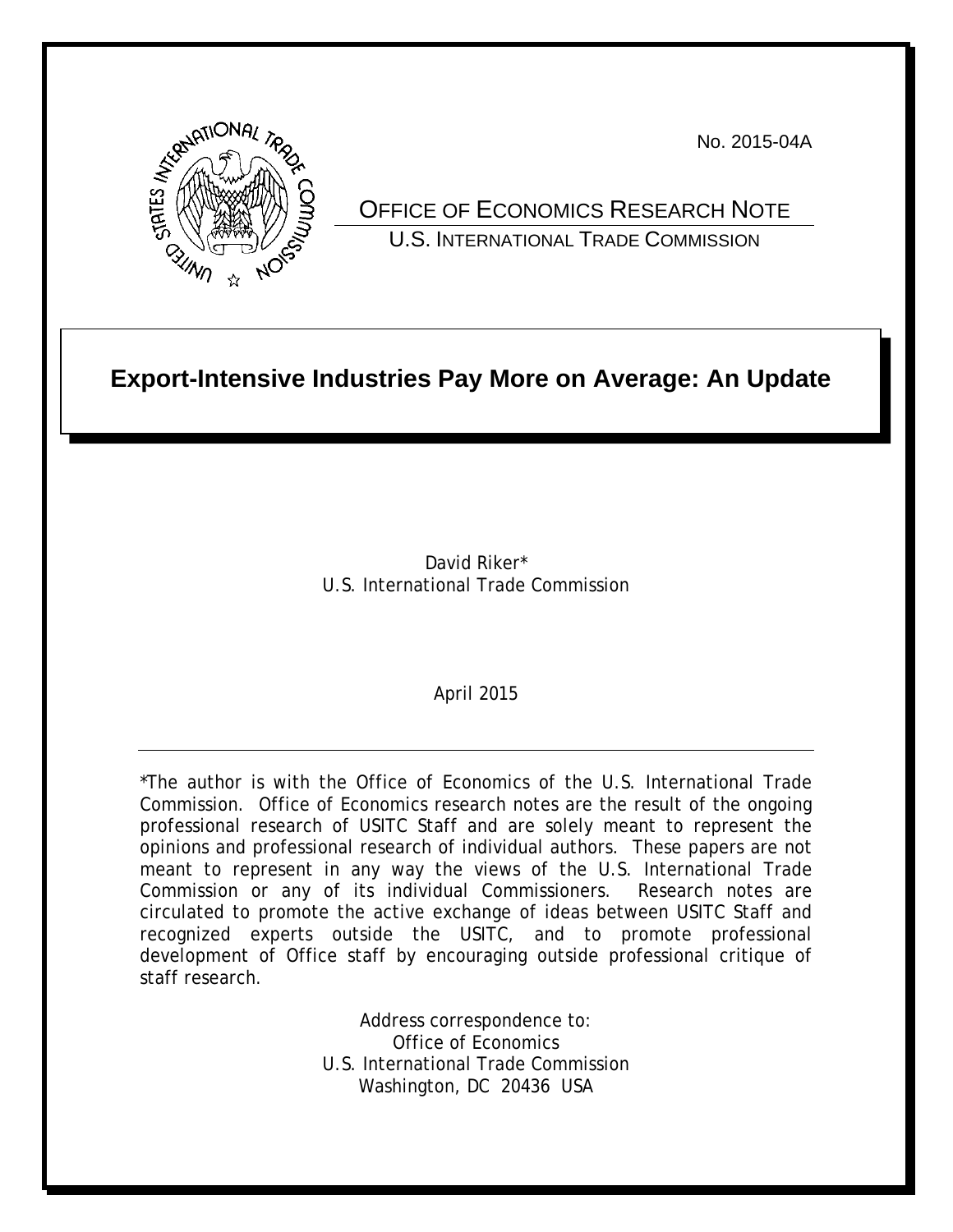No. 2015-04A

OFFICE OF ECONOMICS RESEARCH NOTE

U.S. INTERNATIONAL TRADE COMMISSION

# Export-Intensive Industries Pay More on Average: An Update

David Riker*
U.S. International Trade Commission

April 2015

---

*The author is with the Office of Economics of the U.S. International Trade Commission. Office of Economics research notes are the result of the ongoing professional research of USITC Staff and are solely meant to represent the opinions and professional research of individual authors. These papers are not meant to represent in any way the views of the U.S. International Trade Commission or any of its individual Commissioners. Research notes are circulated to promote the active exchange of ideas between USITC Staff and recognized experts outside the USITC, and to promote professional development of Office staff by encouraging outside professional critique of staff research.

Address correspondence to:
Office of Economics
U.S. International Trade Commission
Washington, DC 20436 USA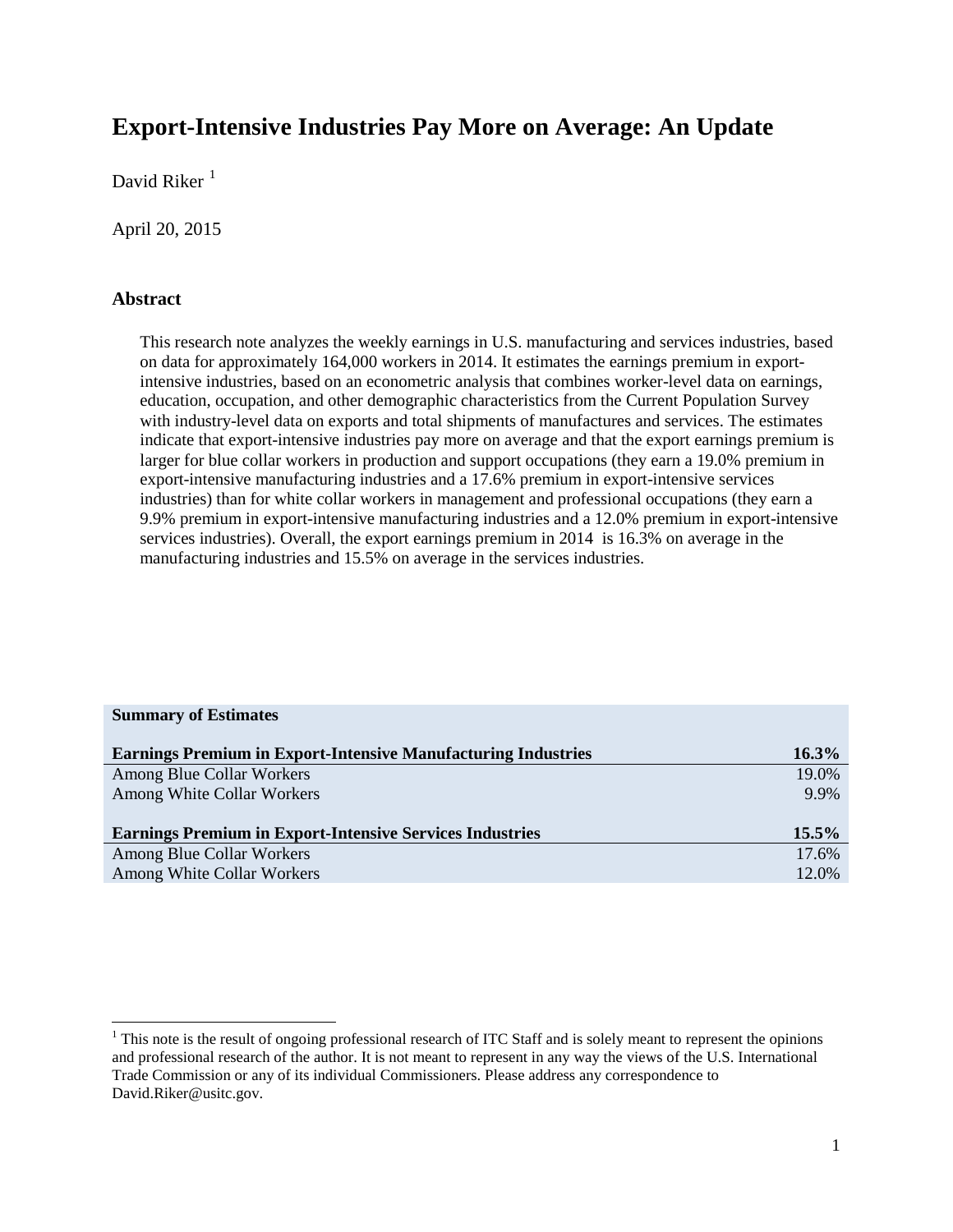# Export-Intensive Industries Pay More on Average: An Update

David Riker [1]

April 20, 2015

### Abstract

This research note analyzes the weekly earnings in U.S. manufacturing and services industries, based on data for approximately 164,000 workers in 2014. It estimates the earnings premium in export-intensive industries, based on an econometric analysis that combines worker-level data on earnings, education, occupation, and other demographic characteristics from the Current Population Survey with industry-level data on exports and total shipments of manufactures and services. The estimates indicate that export-intensive industries pay more on average and that the export earnings premium is larger for blue collar workers in production and support occupations (they earn a 19.0% premium in export-intensive manufacturing industries and a 17.6% premium in export-intensive services industries) than for white collar workers in management and professional occupations (they earn a 9.9% premium in export-intensive manufacturing industries and a 12.0% premium in export-intensive services industries). Overall, the export earnings premium in 2014 is 16.3% on average in the manufacturing industries and 15.5% on average in the services industries.

| **Summary of Estimates** | |
|---|---|
| **Earnings Premium in Export-Intensive Manufacturing Industries** | **16.3%** |
| Among Blue Collar Workers | 19.0% |
| Among White Collar Workers | 9.9% |
| **Earnings Premium in Export-Intensive Services Industries** | **15.5%** |
| Among Blue Collar Workers | 17.6% |
| Among White Collar Workers | 12.0% |

[1] This note is the result of ongoing professional research of ITC Staff and is solely meant to represent the opinions and professional research of the author. It is not meant to represent in any way the views of the U.S. International Trade Commission or any of its individual Commissioners. Please address any correspondence to David.Riker@usitc.gov.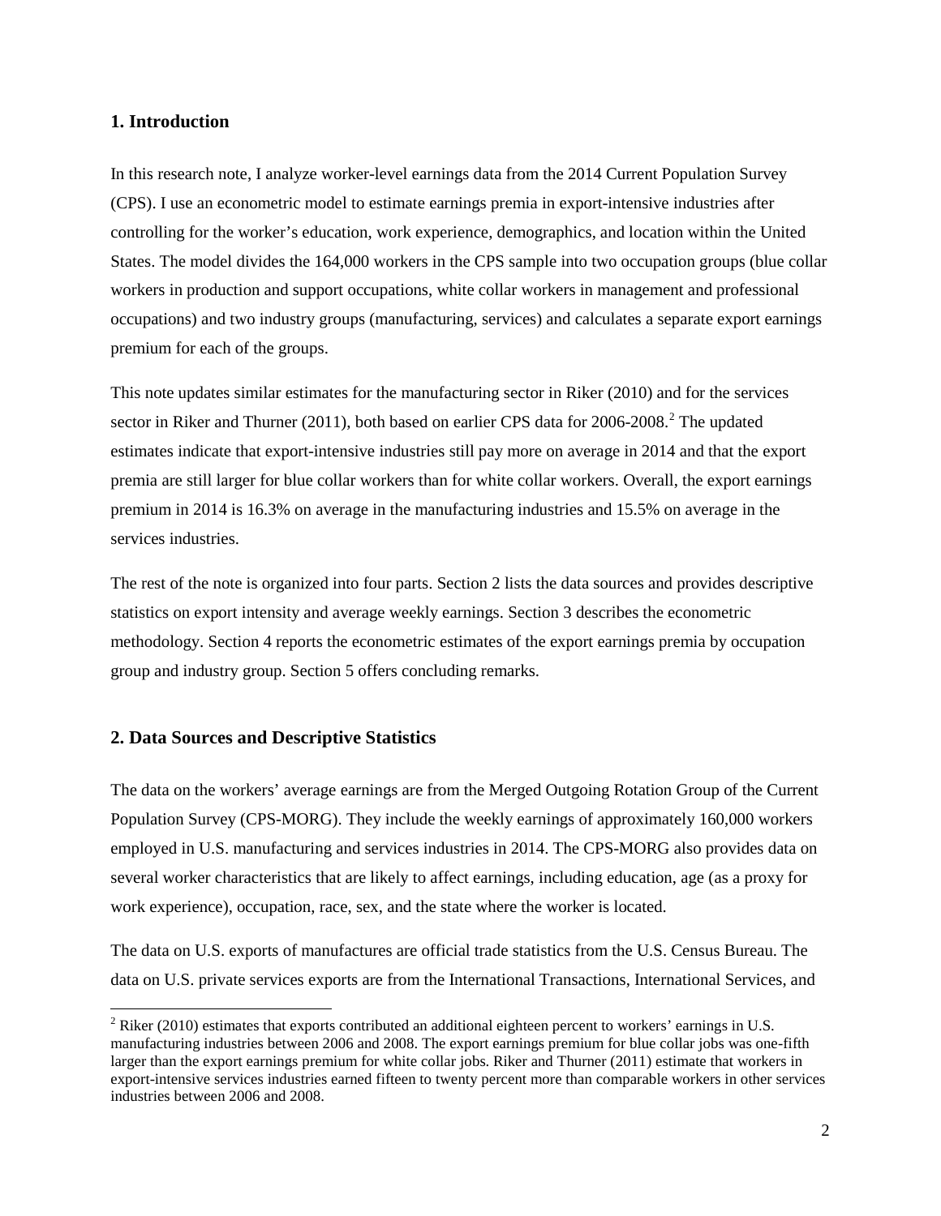## 1. Introduction

In this research note, I analyze worker-level earnings data from the 2014 Current Population Survey (CPS). I use an econometric model to estimate earnings premia in export-intensive industries after controlling for the worker's education, work experience, demographics, and location within the United States. The model divides the 164,000 workers in the CPS sample into two occupation groups (blue collar workers in production and support occupations, white collar workers in management and professional occupations) and two industry groups (manufacturing, services) and calculates a separate export earnings premium for each of the groups.

This note updates similar estimates for the manufacturing sector in Riker (2010) and for the services sector in Riker and Thurner (2011), both based on earlier CPS data for 2006-2008.[2] The updated estimates indicate that export-intensive industries still pay more on average in 2014 and that the export premia are still larger for blue collar workers than for white collar workers. Overall, the export earnings premium in 2014 is 16.3% on average in the manufacturing industries and 15.5% on average in the services industries.

The rest of the note is organized into four parts. Section 2 lists the data sources and provides descriptive statistics on export intensity and average weekly earnings. Section 3 describes the econometric methodology. Section 4 reports the econometric estimates of the export earnings premia by occupation group and industry group. Section 5 offers concluding remarks.

## 2. Data Sources and Descriptive Statistics

The data on the workers' average earnings are from the Merged Outgoing Rotation Group of the Current Population Survey (CPS-MORG). They include the weekly earnings of approximately 160,000 workers employed in U.S. manufacturing and services industries in 2014. The CPS-MORG also provides data on several worker characteristics that are likely to affect earnings, including education, age (as a proxy for work experience), occupation, race, sex, and the state where the worker is located.

The data on U.S. exports of manufactures are official trade statistics from the U.S. Census Bureau. The data on U.S. private services exports are from the International Transactions, International Services, and

[2] Riker (2010) estimates that exports contributed an additional eighteen percent to workers' earnings in U.S. manufacturing industries between 2006 and 2008. The export earnings premium for blue collar jobs was one-fifth larger than the export earnings premium for white collar jobs. Riker and Thurner (2011) estimate that workers in export-intensive services industries earned fifteen to twenty percent more than comparable workers in other services industries between 2006 and 2008.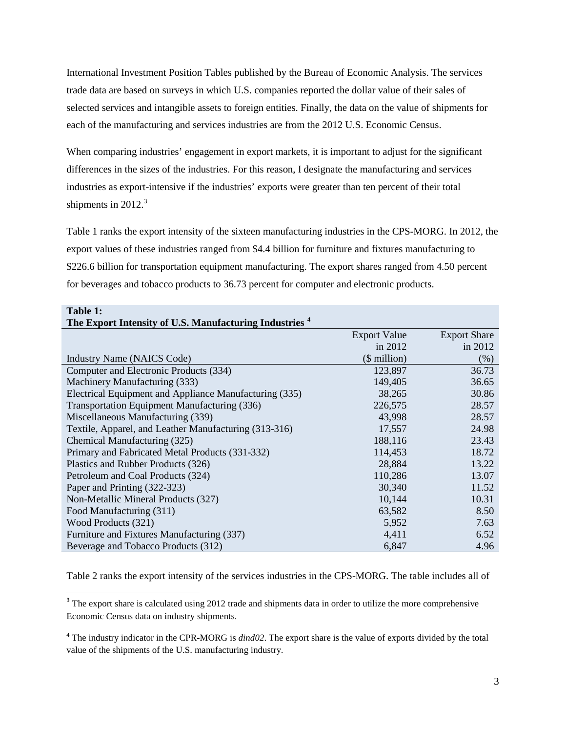International Investment Position Tables published by the Bureau of Economic Analysis. The services trade data are based on surveys in which U.S. companies reported the dollar value of their sales of selected services and intangible assets to foreign entities. Finally, the data on the value of shipments for each of the manufacturing and services industries are from the 2012 U.S. Economic Census.

When comparing industries' engagement in export markets, it is important to adjust for the significant differences in the sizes of the industries. For this reason, I designate the manufacturing and services industries as export-intensive if the industries' exports were greater than ten percent of their total shipments in 2012.[3]

Table 1 ranks the export intensity of the sixteen manufacturing industries in the CPS-MORG. In 2012, the export values of these industries ranged from $4.4 billion for furniture and fixtures manufacturing to $226.6 billion for transportation equipment manufacturing. The export shares ranged from 4.50 percent for beverages and tobacco products to 36.73 percent for computer and electronic products.

**Table 1:**
**The Export Intensity of U.S. Manufacturing Industries [4]**

| Industry Name (NAICS Code) | Export Value in 2012 ($ million) | Export Share in 2012 (%) |
|---|---|---|
| Computer and Electronic Products (334) | 123,897 | 36.73 |
| Machinery Manufacturing (333) | 149,405 | 36.65 |
| Electrical Equipment and Appliance Manufacturing (335) | 38,265 | 30.86 |
| Transportation Equipment Manufacturing (336) | 226,575 | 28.57 |
| Miscellaneous Manufacturing (339) | 43,998 | 28.57 |
| Textile, Apparel, and Leather Manufacturing (313-316) | 17,557 | 24.98 |
| Chemical Manufacturing (325) | 188,116 | 23.43 |
| Primary and Fabricated Metal Products (331-332) | 114,453 | 18.72 |
| Plastics and Rubber Products (326) | 28,884 | 13.22 |
| Petroleum and Coal Products (324) | 110,286 | 13.07 |
| Paper and Printing (322-323) | 30,340 | 11.52 |
| Non-Metallic Mineral Products (327) | 10,144 | 10.31 |
| Food Manufacturing (311) | 63,582 | 8.50 |
| Wood Products (321) | 5,952 | 7.63 |
| Furniture and Fixtures Manufacturing (337) | 4,411 | 6.52 |
| Beverage and Tobacco Products (312) | 6,847 | 4.96 |

Table 2 ranks the export intensity of the services industries in the CPS-MORG. The table includes all of

[3] The export share is calculated using 2012 trade and shipments data in order to utilize the more comprehensive Economic Census data on industry shipments.

[4] The industry indicator in the CPR-MORG is *dind02*. The export share is the value of exports divided by the total value of the shipments of the U.S. manufacturing industry.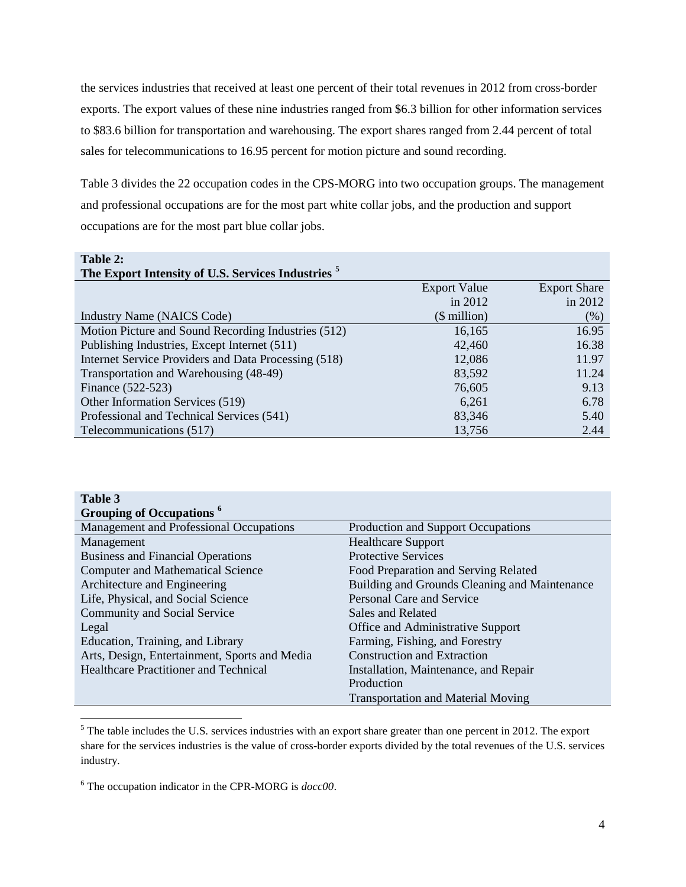the services industries that received at least one percent of their total revenues in 2012 from cross-border exports. The export values of these nine industries ranged from $6.3 billion for other information services to $83.6 billion for transportation and warehousing. The export shares ranged from 2.44 percent of total sales for telecommunications to 16.95 percent for motion picture and sound recording.

Table 3 divides the 22 occupation codes in the CPS-MORG into two occupation groups. The management and professional occupations are for the most part white collar jobs, and the production and support occupations are for the most part blue collar jobs.

**Table 2:**
**The Export Intensity of U.S. Services Industries [5]**

| Industry Name (NAICS Code) | Export Value in 2012 ($ million) | Export Share in 2012 (%) |
|---|---|---|
| Motion Picture and Sound Recording Industries (512) | 16,165 | 16.95 |
| Publishing Industries, Except Internet (511) | 42,460 | 16.38 |
| Internet Service Providers and Data Processing (518) | 12,086 | 11.97 |
| Transportation and Warehousing (48-49) | 83,592 | 11.24 |
| Finance (522-523) | 76,605 | 9.13 |
| Other Information Services (519) | 6,261 | 6.78 |
| Professional and Technical Services (541) | 83,346 | 5.40 |
| Telecommunications (517) | 13,756 | 2.44 |

**Table 3**
**Grouping of Occupations [6]**

| Management and Professional Occupations | Production and Support Occupations |
|---|---|
| Management | Healthcare Support |
| Business and Financial Operations | Protective Services |
| Computer and Mathematical Science | Food Preparation and Serving Related |
| Architecture and Engineering | Building and Grounds Cleaning and Maintenance |
| Life, Physical, and Social Science | Personal Care and Service |
| Community and Social Service | Sales and Related |
| Legal | Office and Administrative Support |
| Education, Training, and Library | Farming, Fishing, and Forestry |
| Arts, Design, Entertainment, Sports and Media | Construction and Extraction |
| Healthcare Practitioner and Technical | Installation, Maintenance, and Repair |
| | Production |
| | Transportation and Material Moving |

[5] The table includes the U.S. services industries with an export share greater than one percent in 2012. The export share for the services industries is the value of cross-border exports divided by the total revenues of the U.S. services industry.

[6] The occupation indicator in the CPR-MORG is *docc00*.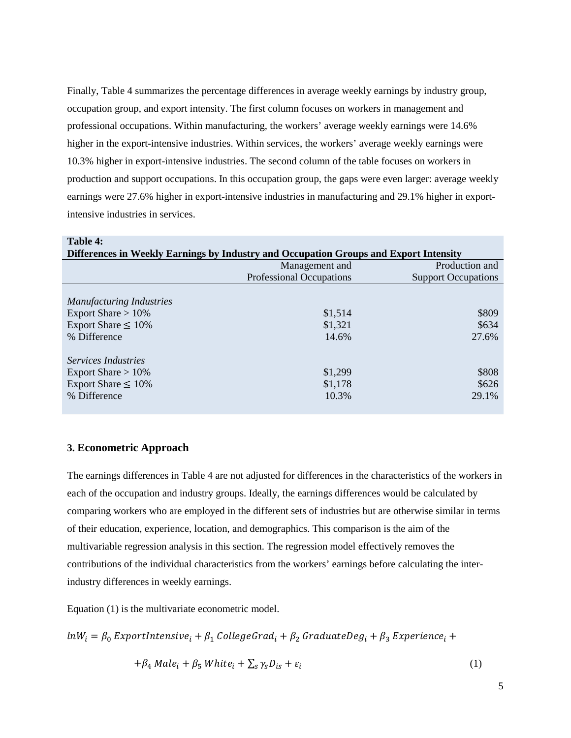Finally, Table 4 summarizes the percentage differences in average weekly earnings by industry group, occupation group, and export intensity. The first column focuses on workers in management and professional occupations. Within manufacturing, the workers' average weekly earnings were 14.6% higher in the export-intensive industries. Within services, the workers' average weekly earnings were 10.3% higher in export-intensive industries. The second column of the table focuses on workers in production and support occupations. In this occupation group, the gaps were even larger: average weekly earnings were 27.6% higher in export-intensive industries in manufacturing and 29.1% higher in export-intensive industries in services.

**Table 4:**
**Differences in Weekly Earnings by Industry and Occupation Groups and Export Intensity**

| | Management and Professional Occupations | Production and Support Occupations |
|---|---|---|
| *Manufacturing Industries* | | |
| Export Share > 10% | \$1,514 | \$809 |
| Export Share ≤ 10% | \$1,321 | \$634 |
| % Difference | 14.6% | 27.6% |
| *Services Industries* | | |
| Export Share > 10% | \$1,299 | \$808 |
| Export Share ≤ 10% | \$1,178 | \$626 |
| % Difference | 10.3% | 29.1% |

### 3. Econometric Approach

The earnings differences in Table 4 are not adjusted for differences in the characteristics of the workers in each of the occupation and industry groups. Ideally, the earnings differences would be calculated by comparing workers who are employed in the different sets of industries but are otherwise similar in terms of their education, experience, location, and demographics. This comparison is the aim of the multivariable regression analysis in this section. The regression model effectively removes the contributions of the individual characteristics from the workers' earnings before calculating the inter-industry differences in weekly earnings.

Equation (1) is the multivariate econometric model.

$$lnW_i = \beta_0\, ExportIntensive_i + \beta_1\, CollegeGrad_i + \beta_2\, GraduateDeg_i + \beta_3\, Experience_i + \beta_4\, Male_i + \beta_5\, White_i + \sum_s \gamma_s D_{is} + \varepsilon_i \quad (1)$$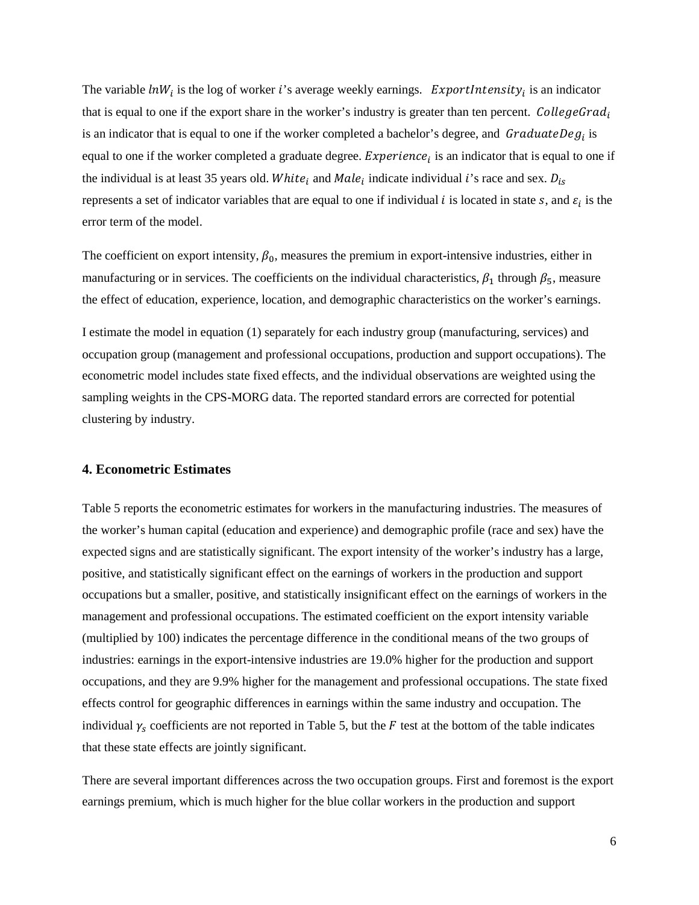The variable $lnW_i$ is the log of worker $i$'s average weekly earnings. $ExportIntensity_i$ is an indicator that is equal to one if the export share in the worker's industry is greater than ten percent. $CollegeGrad_i$ is an indicator that is equal to one if the worker completed a bachelor's degree, and $GraduateDeg_i$ is equal to one if the worker completed a graduate degree. $Experience_i$ is an indicator that is equal to one if the individual is at least 35 years old. $White_i$ and $Male_i$ indicate individual $i$'s race and sex. $D_{is}$ represents a set of indicator variables that are equal to one if individual $i$ is located in state $s$, and $\varepsilon_i$ is the error term of the model.

The coefficient on export intensity, $\beta_0$, measures the premium in export-intensive industries, either in manufacturing or in services. The coefficients on the individual characteristics, $\beta_1$ through $\beta_5$, measure the effect of education, experience, location, and demographic characteristics on the worker's earnings.

I estimate the model in equation (1) separately for each industry group (manufacturing, services) and occupation group (management and professional occupations, production and support occupations). The econometric model includes state fixed effects, and the individual observations are weighted using the sampling weights in the CPS-MORG data. The reported standard errors are corrected for potential clustering by industry.

## 4. Econometric Estimates

Table 5 reports the econometric estimates for workers in the manufacturing industries. The measures of the worker's human capital (education and experience) and demographic profile (race and sex) have the expected signs and are statistically significant. The export intensity of the worker's industry has a large, positive, and statistically significant effect on the earnings of workers in the production and support occupations but a smaller, positive, and statistically insignificant effect on the earnings of workers in the management and professional occupations. The estimated coefficient on the export intensity variable (multiplied by 100) indicates the percentage difference in the conditional means of the two groups of industries: earnings in the export-intensive industries are 19.0% higher for the production and support occupations, and they are 9.9% higher for the management and professional occupations. The state fixed effects control for geographic differences in earnings within the same industry and occupation. The individual $\gamma_s$ coefficients are not reported in Table 5, but the $F$ test at the bottom of the table indicates that these state effects are jointly significant.

There are several important differences across the two occupation groups. First and foremost is the export earnings premium, which is much higher for the blue collar workers in the production and support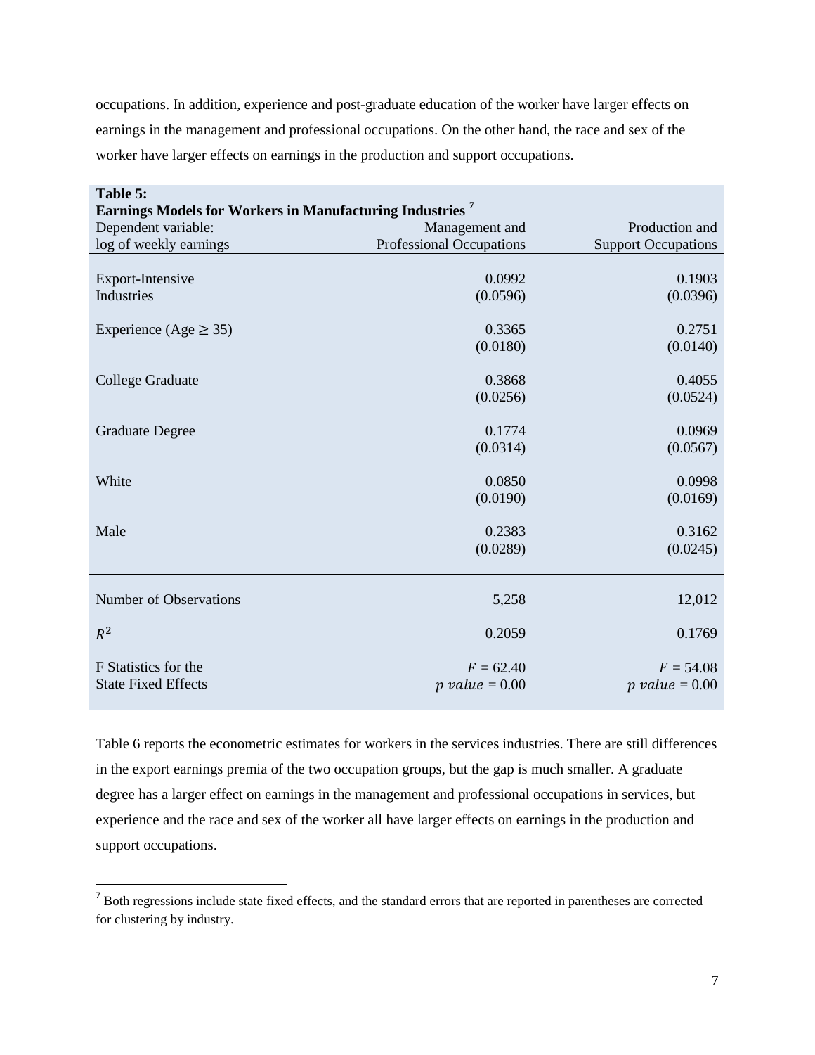occupations. In addition, experience and post-graduate education of the worker have larger effects on earnings in the management and professional occupations. On the other hand, the race and sex of the worker have larger effects on earnings in the production and support occupations.

**Table 5:**
**Earnings Models for Workers in Manufacturing Industries** [7]

| Dependent variable: log of weekly earnings | Management and Professional Occupations | Production and Support Occupations |
|---|---|---|
| Export-Intensive Industries | 0.0992 (0.0596) | 0.1903 (0.0396) |
| Experience (Age ≥ 35) | 0.3365 (0.0180) | 0.2751 (0.0140) |
| College Graduate | 0.3868 (0.0256) | 0.4055 (0.0524) |
| Graduate Degree | 0.1774 (0.0314) | 0.0969 (0.0567) |
| White | 0.0850 (0.0190) | 0.0998 (0.0169) |
| Male | 0.2383 (0.0289) | 0.3162 (0.0245) |
| Number of Observations | 5,258 | 12,012 |
| $R^2$ | 0.2059 | 0.1769 |
| F Statistics for the State Fixed Effects | $F$ = 62.40, $p$ $value$ = 0.00 | $F$ = 54.08, $p$ $value$ = 0.00 |

Table 6 reports the econometric estimates for workers in the services industries. There are still differences in the export earnings premia of the two occupation groups, but the gap is much smaller. A graduate degree has a larger effect on earnings in the management and professional occupations in services, but experience and the race and sex of the worker all have larger effects on earnings in the production and support occupations.

[7] Both regressions include state fixed effects, and the standard errors that are reported in parentheses are corrected for clustering by industry.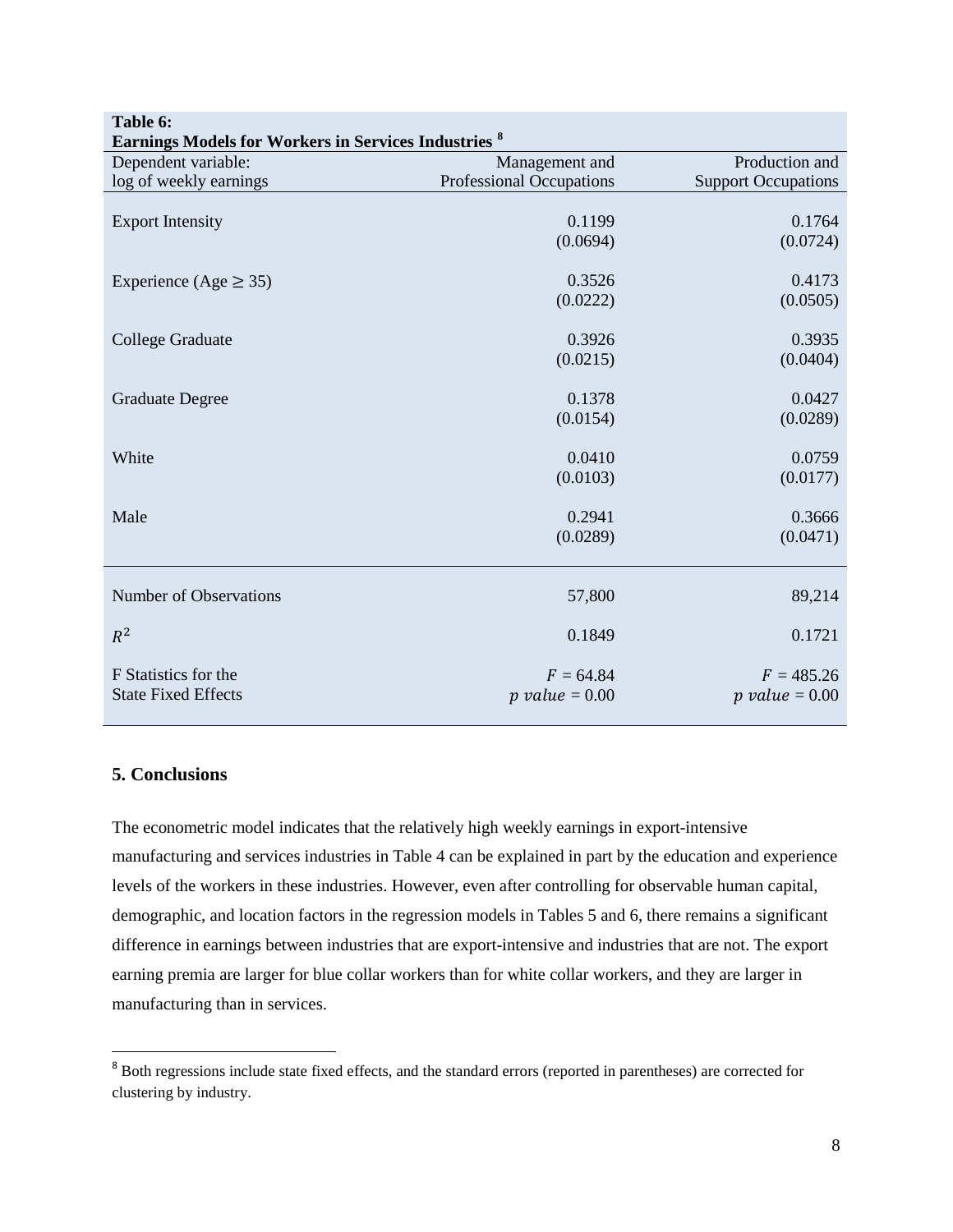**Table 6:**
**Earnings Models for Workers in Services Industries** [8]

| Dependent variable: log of weekly earnings | Management and Professional Occupations | Production and Support Occupations |
|---|---|---|
| Export Intensity | 0.1199 | 0.1764 |
| | (0.0694) | (0.0724) |
| Experience (Age ≥ 35) | 0.3526 | 0.4173 |
| | (0.0222) | (0.0505) |
| College Graduate | 0.3926 | 0.3935 |
| | (0.0215) | (0.0404) |
| Graduate Degree | 0.1378 | 0.0427 |
| | (0.0154) | (0.0289) |
| White | 0.0410 | 0.0759 |
| | (0.0103) | (0.0177) |
| Male | 0.2941 | 0.3666 |
| | (0.0289) | (0.0471) |
| Number of Observations | 57,800 | 89,214 |
| $R^2$ | 0.1849 | 0.1721 |
| F Statistics for the State Fixed Effects | $F = 64.84$ $p\ value = 0.00$ | $F = 485.26$ $p\ value = 0.00$ |

## 5. Conclusions

The econometric model indicates that the relatively high weekly earnings in export-intensive manufacturing and services industries in Table 4 can be explained in part by the education and experience levels of the workers in these industries. However, even after controlling for observable human capital, demographic, and location factors in the regression models in Tables 5 and 6, there remains a significant difference in earnings between industries that are export-intensive and industries that are not. The export earning premia are larger for blue collar workers than for white collar workers, and they are larger in manufacturing than in services.

[8] Both regressions include state fixed effects, and the standard errors (reported in parentheses) are corrected for clustering by industry.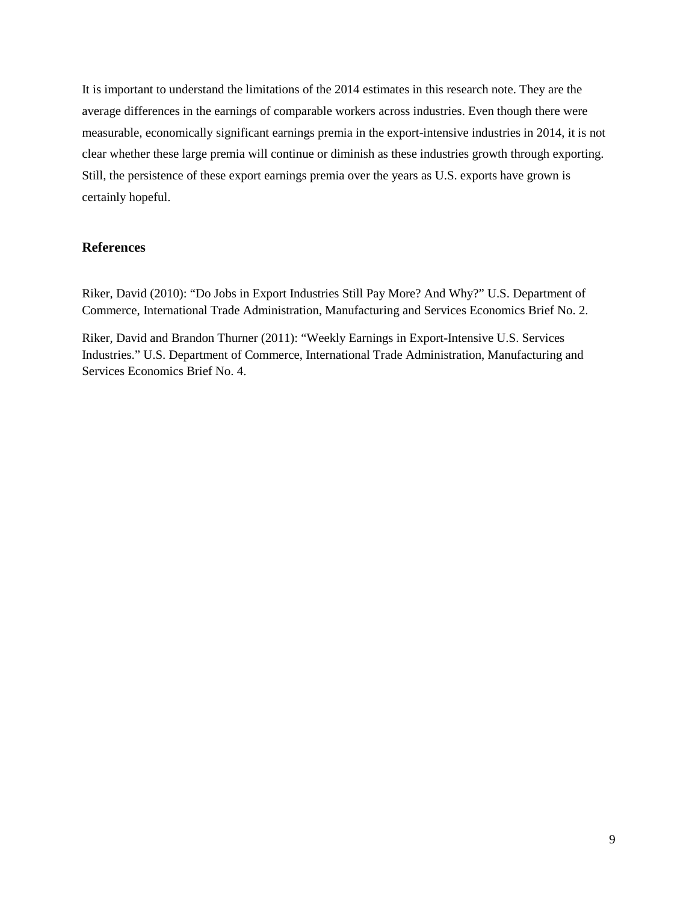It is important to understand the limitations of the 2014 estimates in this research note. They are the average differences in the earnings of comparable workers across industries. Even though there were measurable, economically significant earnings premia in the export-intensive industries in 2014, it is not clear whether these large premia will continue or diminish as these industries growth through exporting. Still, the persistence of these export earnings premia over the years as U.S. exports have grown is certainly hopeful.

## References

Riker, David (2010): "Do Jobs in Export Industries Still Pay More? And Why?" U.S. Department of Commerce, International Trade Administration, Manufacturing and Services Economics Brief No. 2.

Riker, David and Brandon Thurner (2011): "Weekly Earnings in Export-Intensive U.S. Services Industries." U.S. Department of Commerce, International Trade Administration, Manufacturing and Services Economics Brief No. 4.